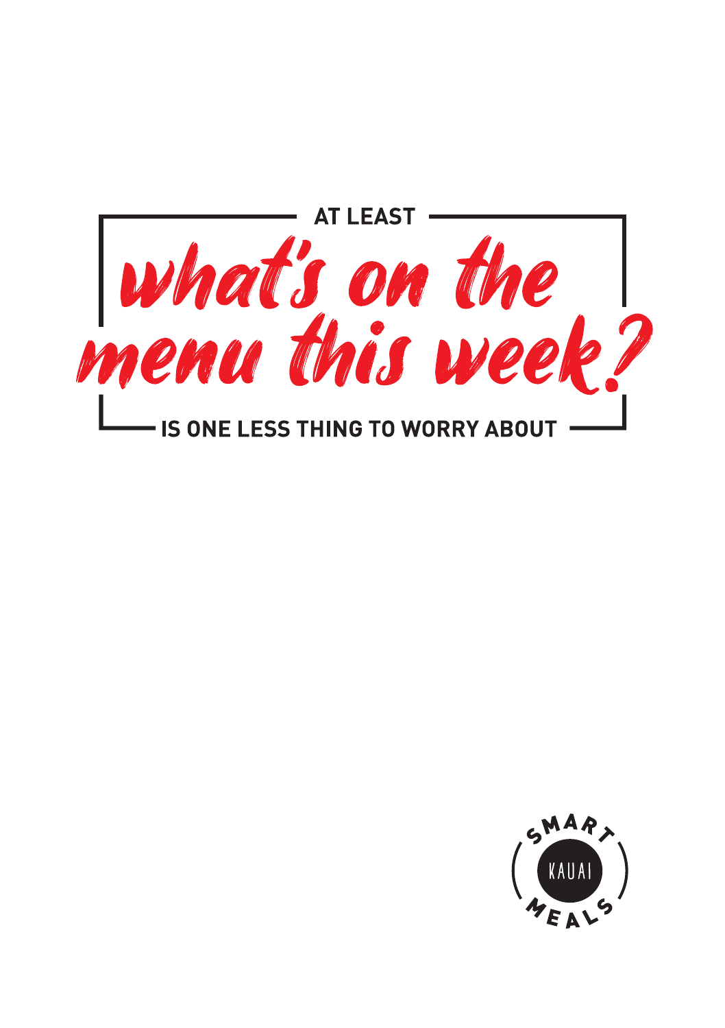AT LEAST

# *what's on the menu this week?*

IS ONE LESS THING TO WORRY ABOUT

SMART KAUAI MEALS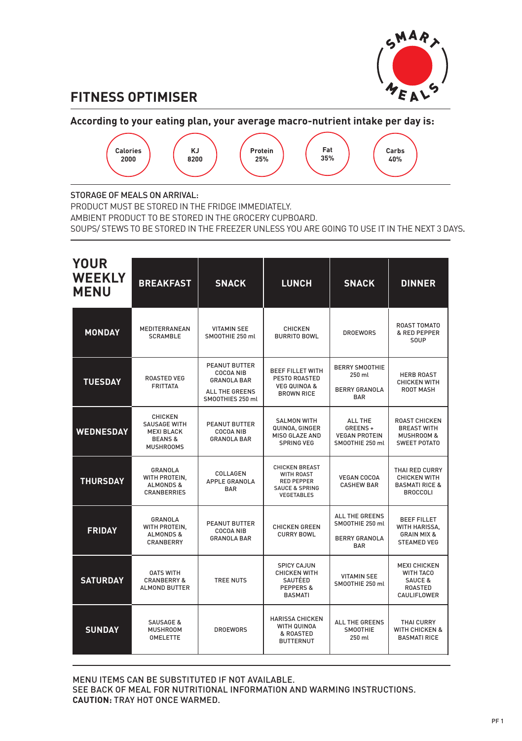# FITNESS OPTIMISER

**According to your eating plan, your average macro-nutrient intake per day is:**

| Calories | KJ | Protein | Fat | Carbs |
|---|---|---|---|---|
| 2000 | 8200 | 25% | 35% | 40% |

STORAGE OF MEALS ON ARRIVAL:
PRODUCT MUST BE STORED IN THE FRIDGE IMMEDIATELY.
AMBIENT PRODUCT TO BE STORED IN THE GROCERY CUPBOARD.
SOUPS/ STEWS TO BE STORED IN THE FREEZER UNLESS YOU ARE GOING TO USE IT IN THE NEXT 3 DAYS.

| YOUR WEEKLY MENU | BREAKFAST | SNACK | LUNCH | SNACK | DINNER |
|---|---|---|---|---|---|
| MONDAY | MEDITERRANEAN SCRAMBLE | VITAMIN SEE SMOOTHIE 250 ml | CHICKEN BURRITO BOWL | DROEWORS | ROAST TOMATO & RED PEPPER SOUP |
| TUESDAY | ROASTED VEG FRITTATA | PEANUT BUTTER COCOA NIB GRANOLA BAR<br>ALL THE GREENS SMOOTHIES 250 ml | BEEF FILLET WITH PESTO ROASTED VEG QUINOA & BROWN RICE | BERRY SMOOTHIE 250 ml<br>BERRY GRANOLA BAR | HERB ROAST CHICKEN WITH ROOT MASH |
| WEDNESDAY | CHICKEN SAUSAGE WITH MEXI BLACK BEANS & MUSHROOMS | PEANUT BUTTER COCOA NIB GRANOLA BAR | SALMON WITH QUINOA, GINGER MISO GLAZE AND SPRING VEG | ALL THE GREENS + VEGAN PROTEIN SMOOTHIE 250 ml | ROAST CHICKEN BREAST WITH MUSHROOM & SWEET POTATO |
| THURSDAY | GRANOLA WITH PROTEIN, ALMONDS & CRANBERRIES | COLLAGEN APPLE GRANOLA BAR | CHICKEN BREAST WITH ROAST RED PEPPER SAUCE & SPRING VEGETABLES | VEGAN COCOA CASHEW BAR | THAI RED CURRY CHICKEN WITH BASMATI RICE & BROCCOLI |
| FRIDAY | GRANOLA WITH PROTEIN, ALMONDS & CRANBERRY | PEANUT BUTTER COCOA NIB GRANOLA BAR | CHICKEN GREEN CURRY BOWL | ALL THE GREENS SMOOTHIE 250 ml<br>BERRY GRANOLA BAR | BEEF FILLET WITH HARISSA, GRAIN MIX & STEAMED VEG |
| SATURDAY | OATS WITH CRANBERRY & ALMOND BUTTER | TREE NUTS | SPICY CAJUN CHICKEN WITH SAUTÉED PEPPERS & BASMATI | VITAMIN SEE SMOOTHIE 250 ml | MEXI CHICKEN WITH TACO SAUCE & ROASTED CAULIFLOWER |
| SUNDAY | SAUSAGE & MUSHROOM OMELETTE | DROEWORS | HARISSA CHICKEN WITH QUINOA & ROASTED BUTTERNUT | ALL THE GREENS SMOOTHIE 250 ml | THAI CURRY WITH CHICKEN & BASMATI RICE |

MENU ITEMS CAN BE SUBSTITUTED IF NOT AVAILABLE.
SEE BACK OF MEAL FOR NUTRITIONAL INFORMATION AND WARMING INSTRUCTIONS.
**CAUTION:** TRAY HOT ONCE WARMED.